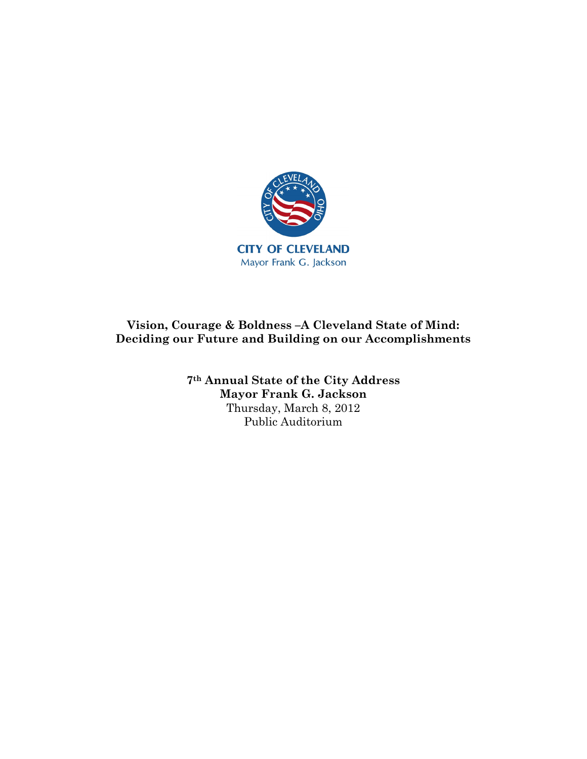CITY OF CLEVELAND
Mayor Frank G. Jackson

**Vision, Courage & Boldness –A Cleveland State of Mind: Deciding our Future and Building on our Accomplishments**

**7th Annual State of the City Address**
**Mayor Frank G. Jackson**
Thursday, March 8, 2012
Public Auditorium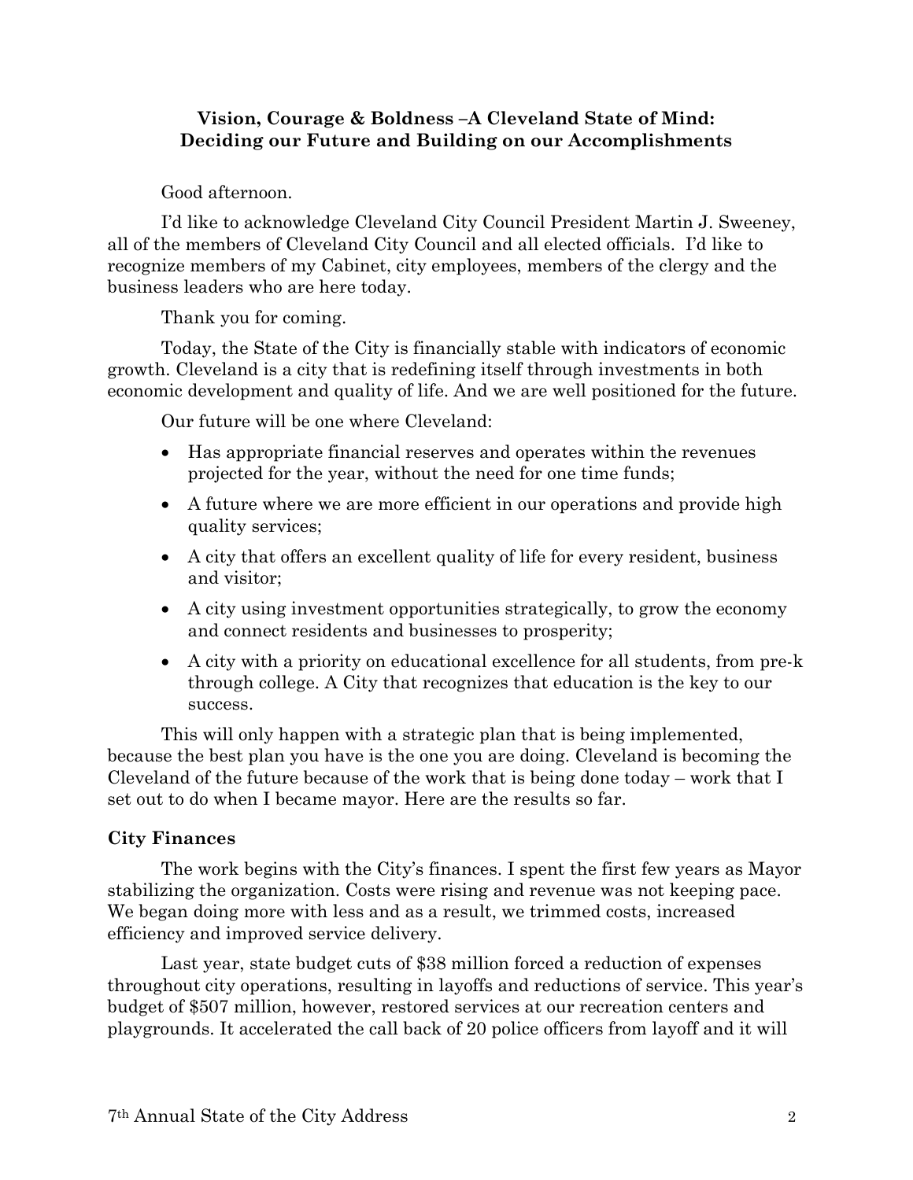**Vision, Courage & Boldness –A Cleveland State of Mind: Deciding our Future and Building on our Accomplishments**

Good afternoon.

I'd like to acknowledge Cleveland City Council President Martin J. Sweeney, all of the members of Cleveland City Council and all elected officials. I'd like to recognize members of my Cabinet, city employees, members of the clergy and the business leaders who are here today.

Thank you for coming.

Today, the State of the City is financially stable with indicators of economic growth. Cleveland is a city that is redefining itself through investments in both economic development and quality of life. And we are well positioned for the future.

Our future will be one where Cleveland:

- Has appropriate financial reserves and operates within the revenues projected for the year, without the need for one time funds;
- A future where we are more efficient in our operations and provide high quality services;
- A city that offers an excellent quality of life for every resident, business and visitor;
- A city using investment opportunities strategically, to grow the economy and connect residents and businesses to prosperity;
- A city with a priority on educational excellence for all students, from pre-k through college. A City that recognizes that education is the key to our success.

This will only happen with a strategic plan that is being implemented, because the best plan you have is the one you are doing. Cleveland is becoming the Cleveland of the future because of the work that is being done today – work that I set out to do when I became mayor. Here are the results so far.

**City Finances**

The work begins with the City's finances. I spent the first few years as Mayor stabilizing the organization. Costs were rising and revenue was not keeping pace. We began doing more with less and as a result, we trimmed costs, increased efficiency and improved service delivery.

Last year, state budget cuts of $38 million forced a reduction of expenses throughout city operations, resulting in layoffs and reductions of service. This year's budget of $507 million, however, restored services at our recreation centers and playgrounds. It accelerated the call back of 20 police officers from layoff and it will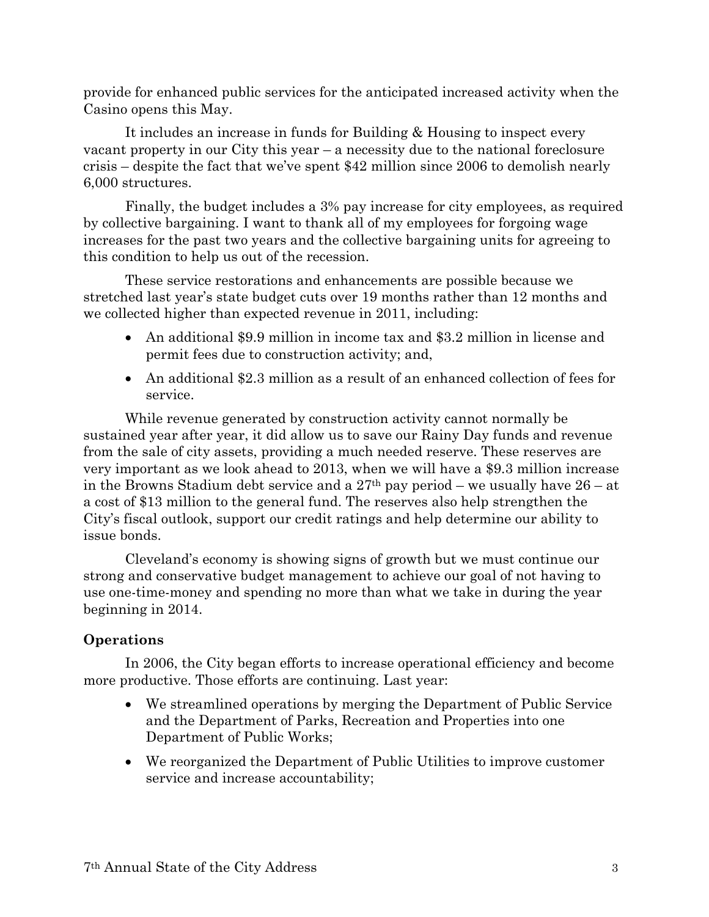provide for enhanced public services for the anticipated increased activity when the Casino opens this May.

It includes an increase in funds for Building & Housing to inspect every vacant property in our City this year – a necessity due to the national foreclosure crisis – despite the fact that we've spent $42 million since 2006 to demolish nearly 6,000 structures.

Finally, the budget includes a 3% pay increase for city employees, as required by collective bargaining. I want to thank all of my employees for forgoing wage increases for the past two years and the collective bargaining units for agreeing to this condition to help us out of the recession.

These service restorations and enhancements are possible because we stretched last year's state budget cuts over 19 months rather than 12 months and we collected higher than expected revenue in 2011, including:

- An additional $9.9 million in income tax and $3.2 million in license and permit fees due to construction activity; and,
- An additional $2.3 million as a result of an enhanced collection of fees for service.

While revenue generated by construction activity cannot normally be sustained year after year, it did allow us to save our Rainy Day funds and revenue from the sale of city assets, providing a much needed reserve. These reserves are very important as we look ahead to 2013, when we will have a $9.3 million increase in the Browns Stadium debt service and a 27th pay period – we usually have 26 – at a cost of $13 million to the general fund. The reserves also help strengthen the City's fiscal outlook, support our credit ratings and help determine our ability to issue bonds.

Cleveland's economy is showing signs of growth but we must continue our strong and conservative budget management to achieve our goal of not having to use one-time-money and spending no more than what we take in during the year beginning in 2014.

**Operations**

In 2006, the City began efforts to increase operational efficiency and become more productive. Those efforts are continuing. Last year:

- We streamlined operations by merging the Department of Public Service and the Department of Parks, Recreation and Properties into one Department of Public Works;
- We reorganized the Department of Public Utilities to improve customer service and increase accountability;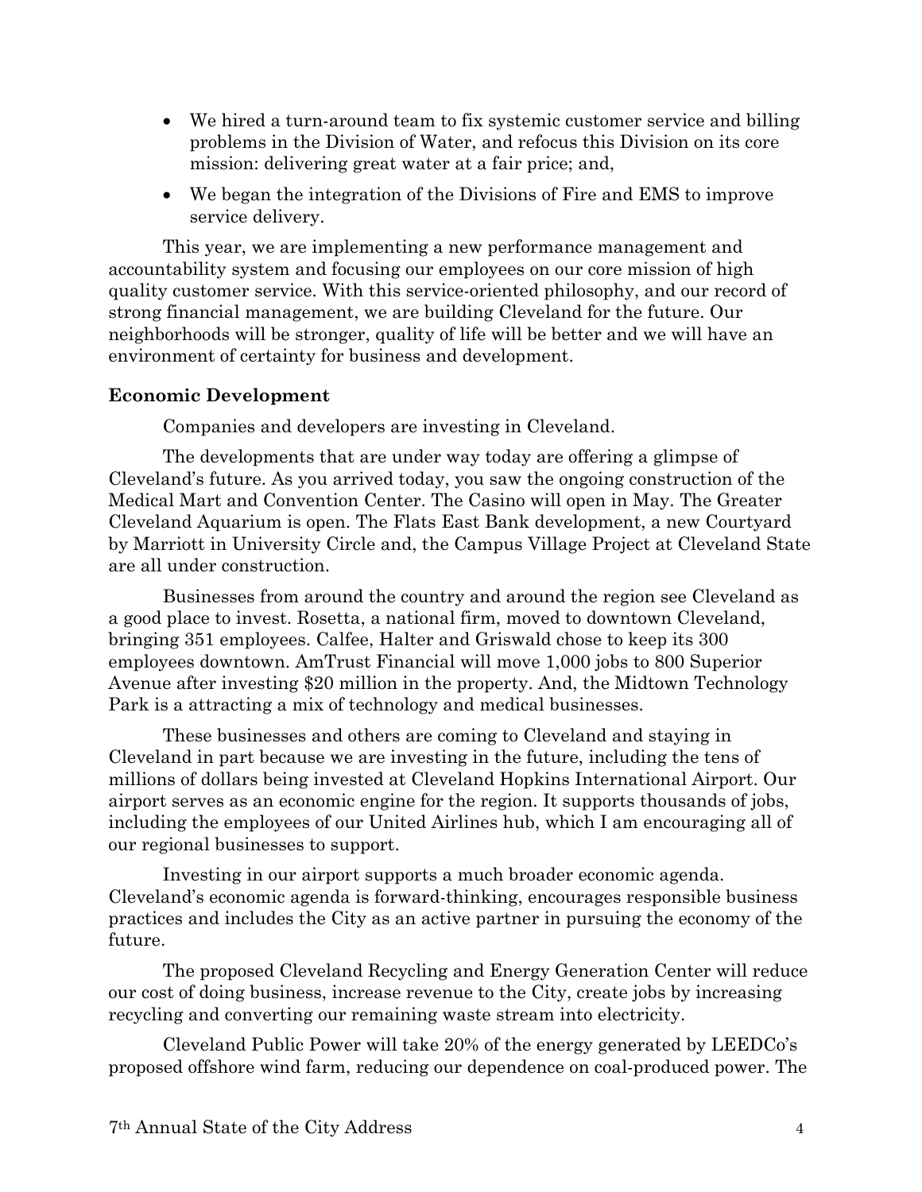- We hired a turn-around team to fix systemic customer service and billing problems in the Division of Water, and refocus this Division on its core mission: delivering great water at a fair price; and,
- We began the integration of the Divisions of Fire and EMS to improve service delivery.

This year, we are implementing a new performance management and accountability system and focusing our employees on our core mission of high quality customer service. With this service-oriented philosophy, and our record of strong financial management, we are building Cleveland for the future. Our neighborhoods will be stronger, quality of life will be better and we will have an environment of certainty for business and development.

**Economic Development**

Companies and developers are investing in Cleveland.

The developments that are under way today are offering a glimpse of Cleveland's future. As you arrived today, you saw the ongoing construction of the Medical Mart and Convention Center. The Casino will open in May. The Greater Cleveland Aquarium is open. The Flats East Bank development, a new Courtyard by Marriott in University Circle and, the Campus Village Project at Cleveland State are all under construction.

Businesses from around the country and around the region see Cleveland as a good place to invest. Rosetta, a national firm, moved to downtown Cleveland, bringing 351 employees. Calfee, Halter and Griswald chose to keep its 300 employees downtown. AmTrust Financial will move 1,000 jobs to 800 Superior Avenue after investing $20 million in the property. And, the Midtown Technology Park is a attracting a mix of technology and medical businesses.

These businesses and others are coming to Cleveland and staying in Cleveland in part because we are investing in the future, including the tens of millions of dollars being invested at Cleveland Hopkins International Airport. Our airport serves as an economic engine for the region. It supports thousands of jobs, including the employees of our United Airlines hub, which I am encouraging all of our regional businesses to support.

Investing in our airport supports a much broader economic agenda. Cleveland's economic agenda is forward-thinking, encourages responsible business practices and includes the City as an active partner in pursuing the economy of the future.

The proposed Cleveland Recycling and Energy Generation Center will reduce our cost of doing business, increase revenue to the City, create jobs by increasing recycling and converting our remaining waste stream into electricity.

Cleveland Public Power will take 20% of the energy generated by LEEDCo's proposed offshore wind farm, reducing our dependence on coal-produced power. The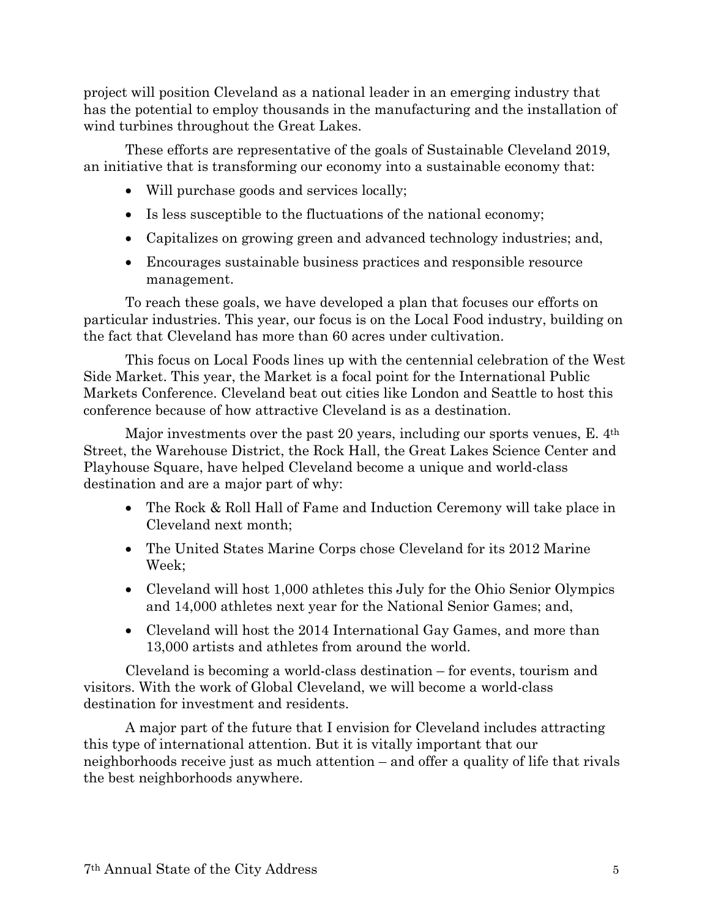project will position Cleveland as a national leader in an emerging industry that has the potential to employ thousands in the manufacturing and the installation of wind turbines throughout the Great Lakes.

These efforts are representative of the goals of Sustainable Cleveland 2019, an initiative that is transforming our economy into a sustainable economy that:

- Will purchase goods and services locally;
- Is less susceptible to the fluctuations of the national economy;
- Capitalizes on growing green and advanced technology industries; and,
- Encourages sustainable business practices and responsible resource management.

To reach these goals, we have developed a plan that focuses our efforts on particular industries. This year, our focus is on the Local Food industry, building on the fact that Cleveland has more than 60 acres under cultivation.

This focus on Local Foods lines up with the centennial celebration of the West Side Market. This year, the Market is a focal point for the International Public Markets Conference. Cleveland beat out cities like London and Seattle to host this conference because of how attractive Cleveland is as a destination.

Major investments over the past 20 years, including our sports venues, E. 4th Street, the Warehouse District, the Rock Hall, the Great Lakes Science Center and Playhouse Square, have helped Cleveland become a unique and world-class destination and are a major part of why:

- The Rock & Roll Hall of Fame and Induction Ceremony will take place in Cleveland next month;
- The United States Marine Corps chose Cleveland for its 2012 Marine Week;
- Cleveland will host 1,000 athletes this July for the Ohio Senior Olympics and 14,000 athletes next year for the National Senior Games; and,
- Cleveland will host the 2014 International Gay Games, and more than 13,000 artists and athletes from around the world.

Cleveland is becoming a world-class destination – for events, tourism and visitors. With the work of Global Cleveland, we will become a world-class destination for investment and residents.

A major part of the future that I envision for Cleveland includes attracting this type of international attention. But it is vitally important that our neighborhoods receive just as much attention – and offer a quality of life that rivals the best neighborhoods anywhere.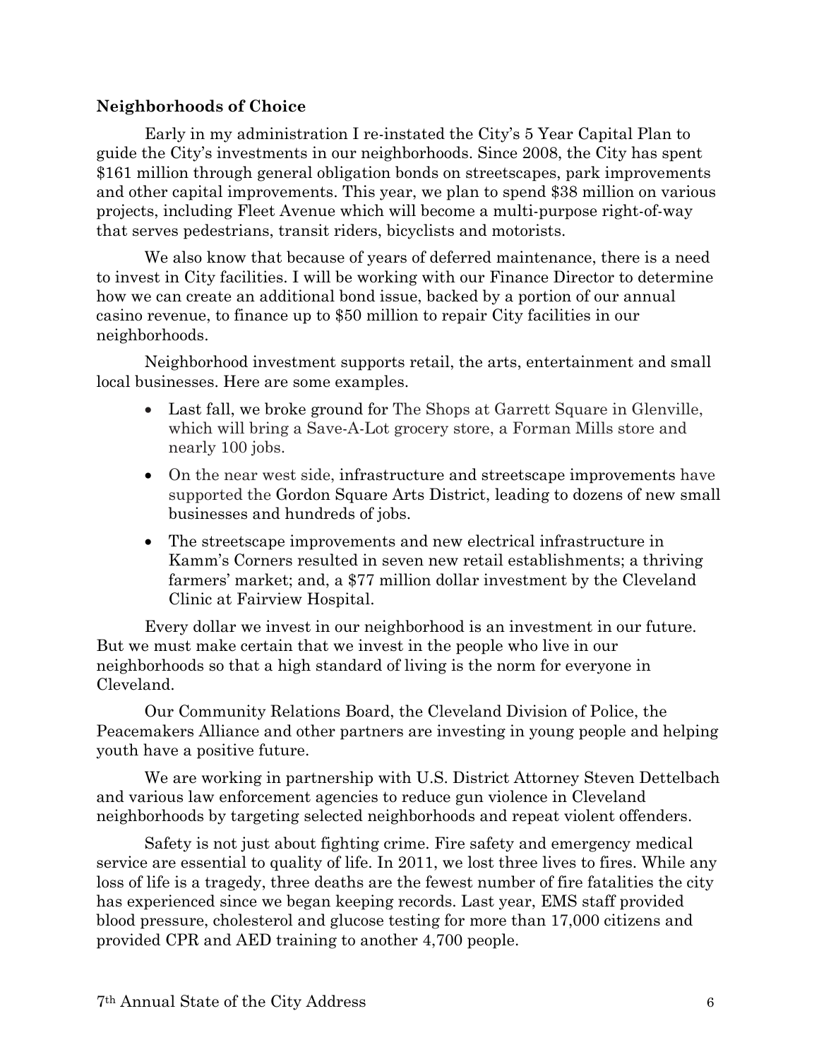**Neighborhoods of Choice**

Early in my administration I re-instated the City's 5 Year Capital Plan to guide the City's investments in our neighborhoods. Since 2008, the City has spent $161 million through general obligation bonds on streetscapes, park improvements and other capital improvements. This year, we plan to spend $38 million on various projects, including Fleet Avenue which will become a multi-purpose right-of-way that serves pedestrians, transit riders, bicyclists and motorists.

We also know that because of years of deferred maintenance, there is a need to invest in City facilities. I will be working with our Finance Director to determine how we can create an additional bond issue, backed by a portion of our annual casino revenue, to finance up to $50 million to repair City facilities in our neighborhoods.

Neighborhood investment supports retail, the arts, entertainment and small local businesses. Here are some examples.

- Last fall, we broke ground for The Shops at Garrett Square in Glenville, which will bring a Save-A-Lot grocery store, a Forman Mills store and nearly 100 jobs.
- On the near west side, infrastructure and streetscape improvements have supported the Gordon Square Arts District, leading to dozens of new small businesses and hundreds of jobs.
- The streetscape improvements and new electrical infrastructure in Kamm's Corners resulted in seven new retail establishments; a thriving farmers' market; and, a $77 million dollar investment by the Cleveland Clinic at Fairview Hospital.

Every dollar we invest in our neighborhood is an investment in our future. But we must make certain that we invest in the people who live in our neighborhoods so that a high standard of living is the norm for everyone in Cleveland.

Our Community Relations Board, the Cleveland Division of Police, the Peacemakers Alliance and other partners are investing in young people and helping youth have a positive future.

We are working in partnership with U.S. District Attorney Steven Dettelbach and various law enforcement agencies to reduce gun violence in Cleveland neighborhoods by targeting selected neighborhoods and repeat violent offenders.

Safety is not just about fighting crime. Fire safety and emergency medical service are essential to quality of life. In 2011, we lost three lives to fires. While any loss of life is a tragedy, three deaths are the fewest number of fire fatalities the city has experienced since we began keeping records. Last year, EMS staff provided blood pressure, cholesterol and glucose testing for more than 17,000 citizens and provided CPR and AED training to another 4,700 people.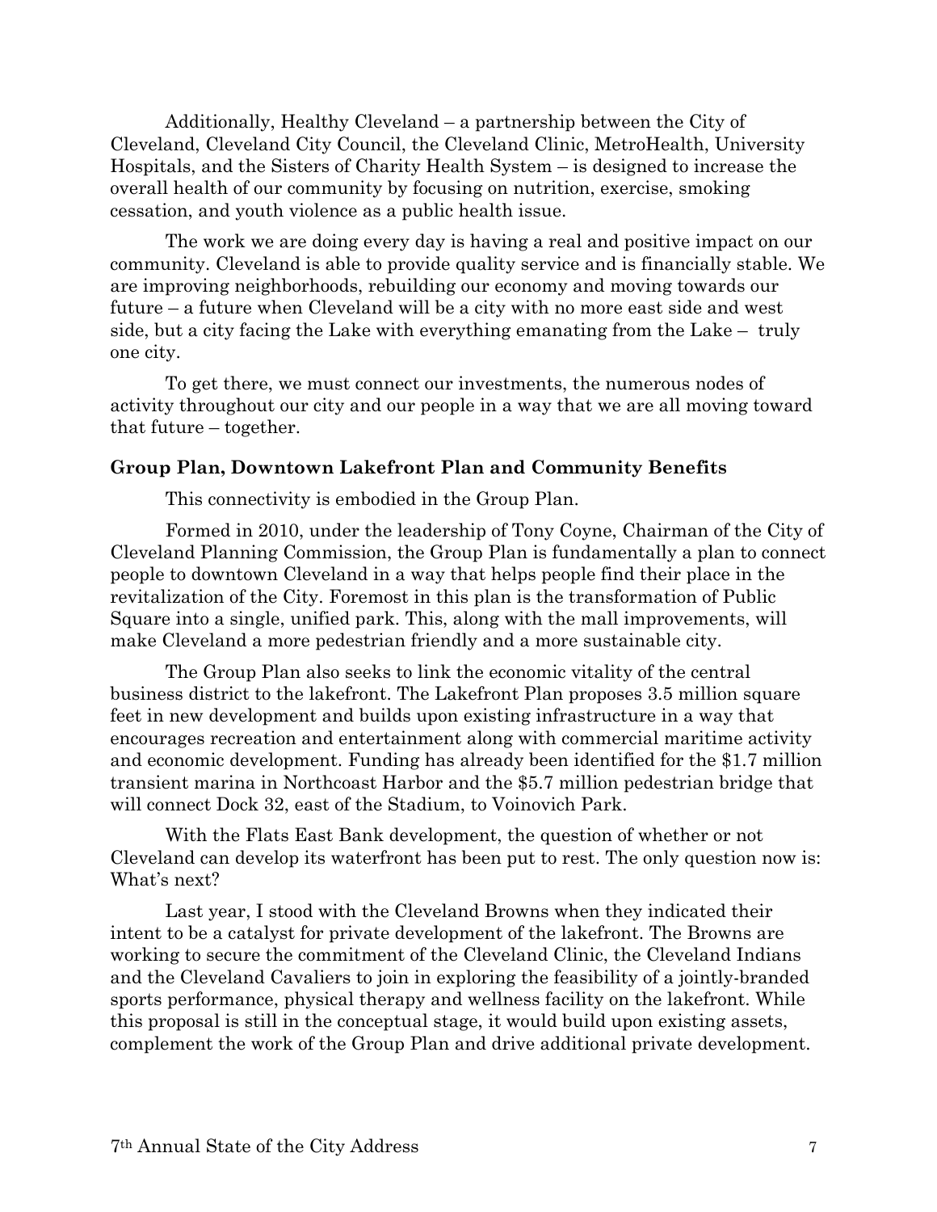Additionally, Healthy Cleveland – a partnership between the City of Cleveland, Cleveland City Council, the Cleveland Clinic, MetroHealth, University Hospitals, and the Sisters of Charity Health System – is designed to increase the overall health of our community by focusing on nutrition, exercise, smoking cessation, and youth violence as a public health issue.

The work we are doing every day is having a real and positive impact on our community. Cleveland is able to provide quality service and is financially stable. We are improving neighborhoods, rebuilding our economy and moving towards our future – a future when Cleveland will be a city with no more east side and west side, but a city facing the Lake with everything emanating from the Lake – truly one city.

To get there, we must connect our investments, the numerous nodes of activity throughout our city and our people in a way that we are all moving toward that future – together.

**Group Plan, Downtown Lakefront Plan and Community Benefits**

This connectivity is embodied in the Group Plan.

Formed in 2010, under the leadership of Tony Coyne, Chairman of the City of Cleveland Planning Commission, the Group Plan is fundamentally a plan to connect people to downtown Cleveland in a way that helps people find their place in the revitalization of the City. Foremost in this plan is the transformation of Public Square into a single, unified park. This, along with the mall improvements, will make Cleveland a more pedestrian friendly and a more sustainable city.

The Group Plan also seeks to link the economic vitality of the central business district to the lakefront. The Lakefront Plan proposes 3.5 million square feet in new development and builds upon existing infrastructure in a way that encourages recreation and entertainment along with commercial maritime activity and economic development. Funding has already been identified for the $1.7 million transient marina in Northcoast Harbor and the $5.7 million pedestrian bridge that will connect Dock 32, east of the Stadium, to Voinovich Park.

With the Flats East Bank development, the question of whether or not Cleveland can develop its waterfront has been put to rest. The only question now is: What's next?

Last year, I stood with the Cleveland Browns when they indicated their intent to be a catalyst for private development of the lakefront. The Browns are working to secure the commitment of the Cleveland Clinic, the Cleveland Indians and the Cleveland Cavaliers to join in exploring the feasibility of a jointly-branded sports performance, physical therapy and wellness facility on the lakefront. While this proposal is still in the conceptual stage, it would build upon existing assets, complement the work of the Group Plan and drive additional private development.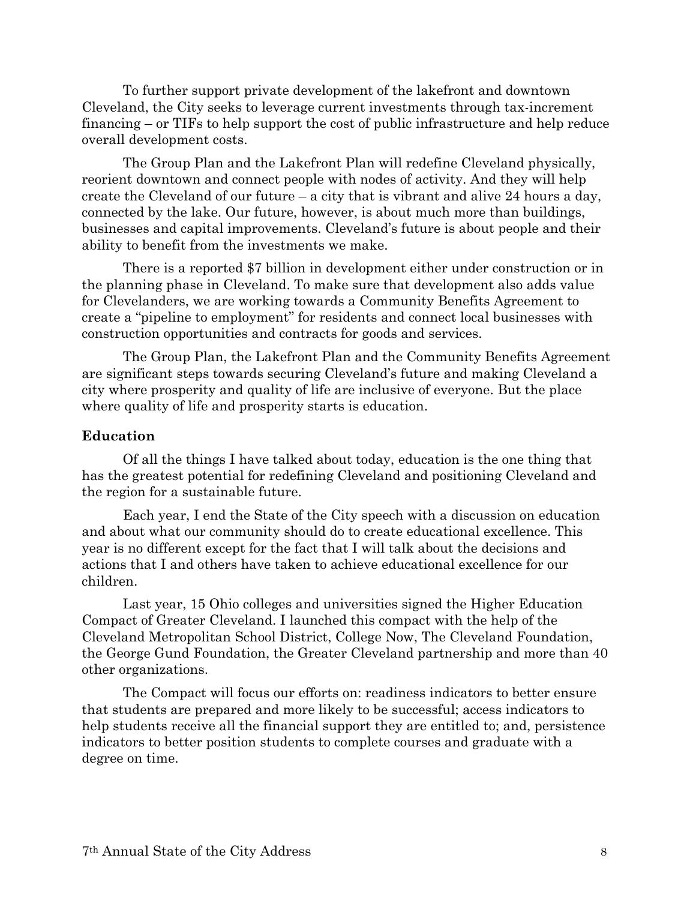To further support private development of the lakefront and downtown Cleveland, the City seeks to leverage current investments through tax-increment financing – or TIFs to help support the cost of public infrastructure and help reduce overall development costs.

The Group Plan and the Lakefront Plan will redefine Cleveland physically, reorient downtown and connect people with nodes of activity. And they will help create the Cleveland of our future – a city that is vibrant and alive 24 hours a day, connected by the lake. Our future, however, is about much more than buildings, businesses and capital improvements. Cleveland's future is about people and their ability to benefit from the investments we make.

There is a reported $7 billion in development either under construction or in the planning phase in Cleveland. To make sure that development also adds value for Clevelanders, we are working towards a Community Benefits Agreement to create a "pipeline to employment" for residents and connect local businesses with construction opportunities and contracts for goods and services.

The Group Plan, the Lakefront Plan and the Community Benefits Agreement are significant steps towards securing Cleveland's future and making Cleveland a city where prosperity and quality of life are inclusive of everyone. But the place where quality of life and prosperity starts is education.

**Education**

Of all the things I have talked about today, education is the one thing that has the greatest potential for redefining Cleveland and positioning Cleveland and the region for a sustainable future.

Each year, I end the State of the City speech with a discussion on education and about what our community should do to create educational excellence. This year is no different except for the fact that I will talk about the decisions and actions that I and others have taken to achieve educational excellence for our children.

Last year, 15 Ohio colleges and universities signed the Higher Education Compact of Greater Cleveland. I launched this compact with the help of the Cleveland Metropolitan School District, College Now, The Cleveland Foundation, the George Gund Foundation, the Greater Cleveland partnership and more than 40 other organizations.

The Compact will focus our efforts on: readiness indicators to better ensure that students are prepared and more likely to be successful; access indicators to help students receive all the financial support they are entitled to; and, persistence indicators to better position students to complete courses and graduate with a degree on time.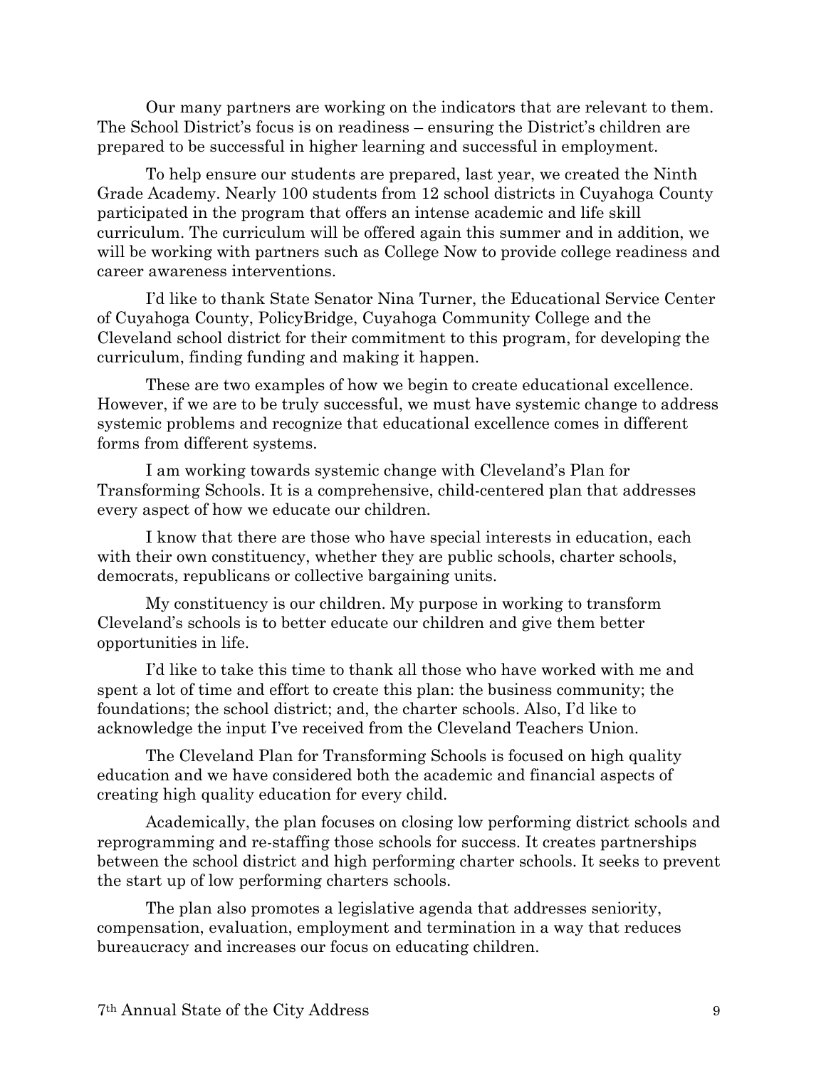Our many partners are working on the indicators that are relevant to them. The School District's focus is on readiness – ensuring the District's children are prepared to be successful in higher learning and successful in employment.

To help ensure our students are prepared, last year, we created the Ninth Grade Academy. Nearly 100 students from 12 school districts in Cuyahoga County participated in the program that offers an intense academic and life skill curriculum. The curriculum will be offered again this summer and in addition, we will be working with partners such as College Now to provide college readiness and career awareness interventions.

I'd like to thank State Senator Nina Turner, the Educational Service Center of Cuyahoga County, PolicyBridge, Cuyahoga Community College and the Cleveland school district for their commitment to this program, for developing the curriculum, finding funding and making it happen.

These are two examples of how we begin to create educational excellence. However, if we are to be truly successful, we must have systemic change to address systemic problems and recognize that educational excellence comes in different forms from different systems.

I am working towards systemic change with Cleveland's Plan for Transforming Schools. It is a comprehensive, child-centered plan that addresses every aspect of how we educate our children.

I know that there are those who have special interests in education, each with their own constituency, whether they are public schools, charter schools, democrats, republicans or collective bargaining units.

My constituency is our children. My purpose in working to transform Cleveland's schools is to better educate our children and give them better opportunities in life.

I'd like to take this time to thank all those who have worked with me and spent a lot of time and effort to create this plan: the business community; the foundations; the school district; and, the charter schools. Also, I'd like to acknowledge the input I've received from the Cleveland Teachers Union.

The Cleveland Plan for Transforming Schools is focused on high quality education and we have considered both the academic and financial aspects of creating high quality education for every child.

Academically, the plan focuses on closing low performing district schools and reprogramming and re-staffing those schools for success. It creates partnerships between the school district and high performing charter schools. It seeks to prevent the start up of low performing charters schools.

The plan also promotes a legislative agenda that addresses seniority, compensation, evaluation, employment and termination in a way that reduces bureaucracy and increases our focus on educating children.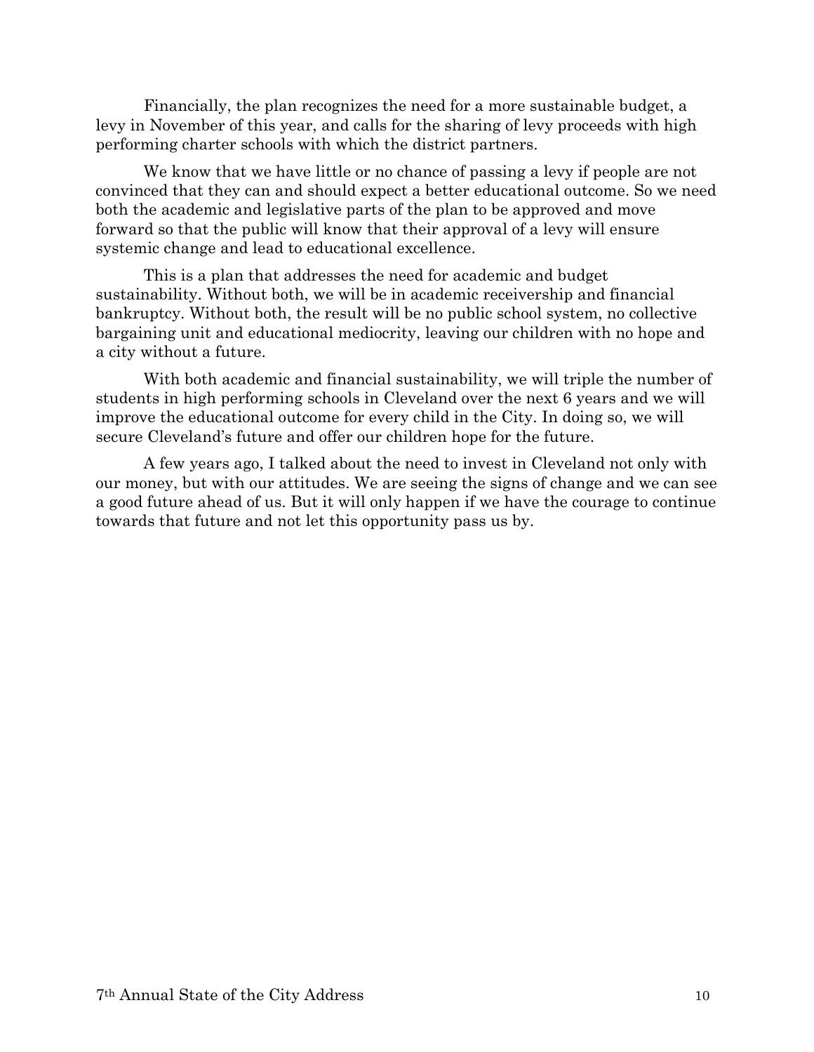Financially, the plan recognizes the need for a more sustainable budget, a levy in November of this year, and calls for the sharing of levy proceeds with high performing charter schools with which the district partners.

We know that we have little or no chance of passing a levy if people are not convinced that they can and should expect a better educational outcome. So we need both the academic and legislative parts of the plan to be approved and move forward so that the public will know that their approval of a levy will ensure systemic change and lead to educational excellence.

This is a plan that addresses the need for academic and budget sustainability. Without both, we will be in academic receivership and financial bankruptcy. Without both, the result will be no public school system, no collective bargaining unit and educational mediocrity, leaving our children with no hope and a city without a future.

With both academic and financial sustainability, we will triple the number of students in high performing schools in Cleveland over the next 6 years and we will improve the educational outcome for every child in the City. In doing so, we will secure Cleveland's future and offer our children hope for the future.

A few years ago, I talked about the need to invest in Cleveland not only with our money, but with our attitudes. We are seeing the signs of change and we can see a good future ahead of us. But it will only happen if we have the courage to continue towards that future and not let this opportunity pass us by.